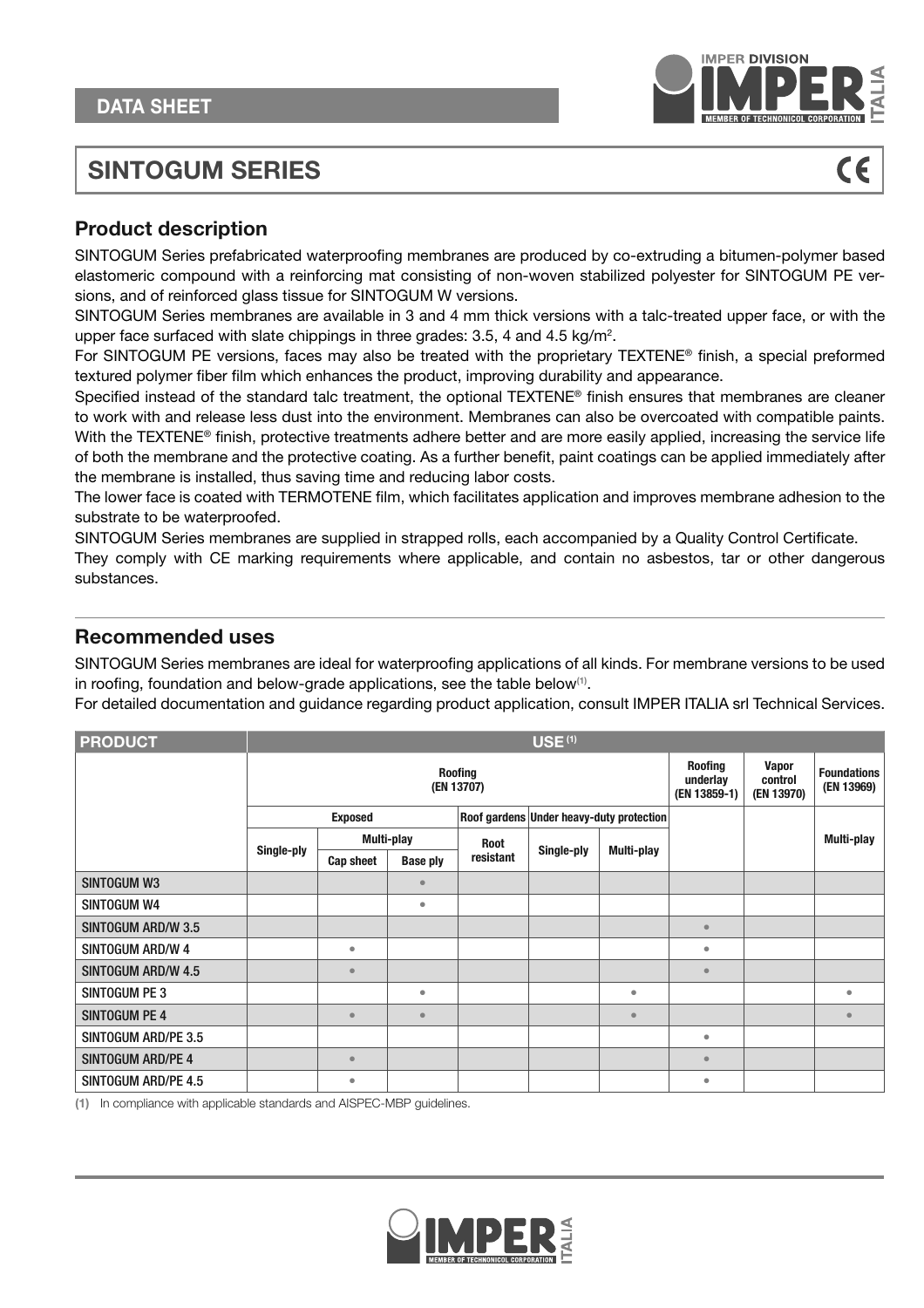## DATA SHEET

# SINTOGUM SERIES

## Product description

SINTOGUM Series prefabricated waterproofing membranes are produced by co-extruding a bitumen-polymer based elastomeric compound with a reinforcing mat consisting of non-woven stabilized polyester for SINTOGUM PE versions, and of reinforced glass tissue for SINTOGUM W versions.

SINTOGUM Series membranes are available in 3 and 4 mm thick versions with a talc-treated upper face, or with the upper face surfaced with slate chippings in three grades: 3.5, 4 and 4.5 kg/m².

For SINTOGUM PE versions, faces may also be treated with the proprietary TEXTENE® finish, a special preformed textured polymer fiber film which enhances the product, improving durability and appearance.

Specified instead of the standard talc treatment, the optional TEXTENE® finish ensures that membranes are cleaner to work with and release less dust into the environment. Membranes can also be overcoated with compatible paints. With the TEXTENE® finish, protective treatments adhere better and are more easily applied, increasing the service life of both the membrane and the protective coating. As a further benefit, paint coatings can be applied immediately after the membrane is installed, thus saving time and reducing labor costs.

The lower face is coated with TERMOTENE film, which facilitates application and improves membrane adhesion to the substrate to be waterproofed.

SINTOGUM Series membranes are supplied in strapped rolls, each accompanied by a Quality Control Certificate.

They comply with CE marking requirements where applicable, and contain no asbestos, tar or other dangerous substances.

## Recommended uses

SINTOGUM Series membranes are ideal for waterproofing applications of all kinds. For membrane versions to be used in roofing, foundation and below-grade applications, see the table below[1].

For detailed documentation and guidance regarding product application, consult IMPER ITALIA srl Technical Services.

| PRODUCT | USE [1] | | | | | | | | |
|---|---|---|---|---|---|---|---|---|---|
| | Roofing (EN 13707) | | | | | | Roofing underlay (EN 13859-1) | Vapor control (EN 13970) | Foundations (EN 13969) |
| | Exposed | | | Roof gardens | Under heavy-duty protection | | | | |
| | Single-ply | Multi-play | | Root resistant | Single-ply | Multi-play | | | Multi-play |
| | | Cap sheet | Base ply | | | | | | |
| SINTOGUM W3 | | | • | | | | | | |
| SINTOGUM W4 | | | • | | | | | | |
| SINTOGUM ARD/W 3.5 | | | | | | | • | | |
| SINTOGUM ARD/W 4 | | • | | | | | • | | |
| SINTOGUM ARD/W 4.5 | | • | | | | | • | | |
| SINTOGUM PE 3 | | | • | | | • | | | • |
| SINTOGUM PE 4 | | • | • | | | • | | | • |
| SINTOGUM ARD/PE 3.5 | | | | | | | • | | |
| SINTOGUM ARD/PE 4 | | • | | | | | • | | |
| SINTOGUM ARD/PE 4.5 | | • | | | | | • | | |

(1) In compliance with applicable standards and AISPEC-MBP guidelines.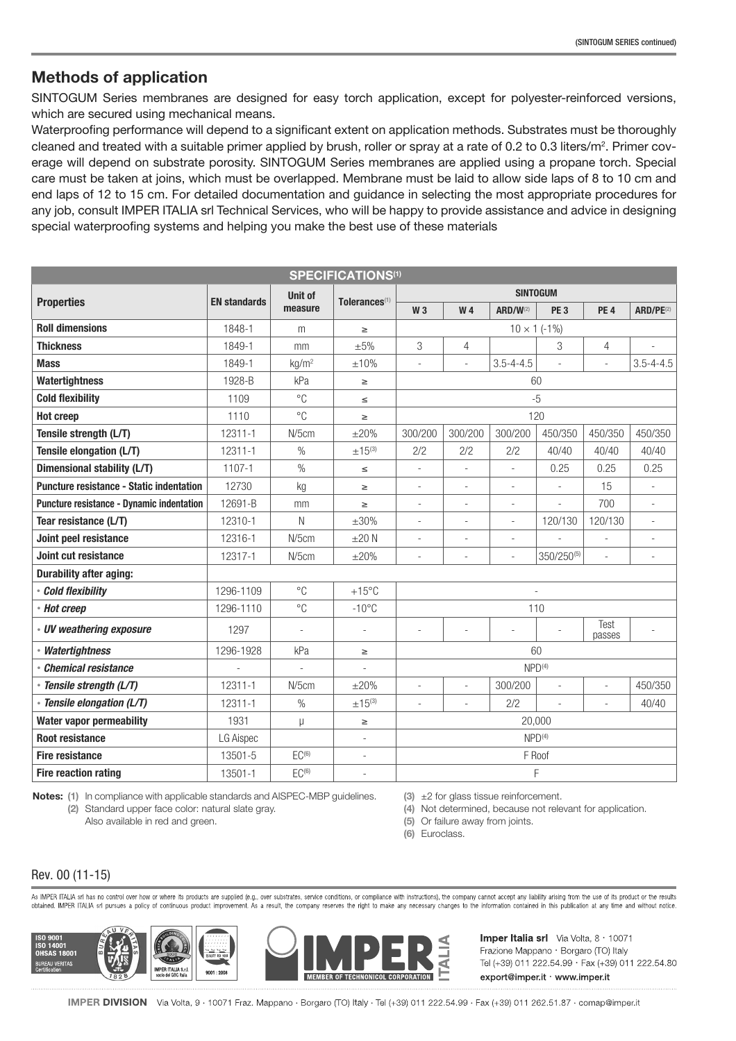## Methods of application

SINTOGUM Series membranes are designed for easy torch application, except for polyester-reinforced versions, which are secured using mechanical means.

Waterproofing performance will depend to a significant extent on application methods. Substrates must be thoroughly cleaned and treated with a suitable primer applied by brush, roller or spray at a rate of 0.2 to 0.3 liters/m². Primer coverage will depend on substrate porosity. SINTOGUM Series membranes are applied using a propane torch. Special care must be taken at joins, which must be overlapped. Membrane must be laid to allow side laps of 8 to 10 cm and end laps of 12 to 15 cm. For detailed documentation and guidance in selecting the most appropriate procedures for any job, consult IMPER ITALIA srl Technical Services, who will be happy to provide assistance and advice in designing special waterproofing systems and helping you make the best use of these materials

| SPECIFICATIONS(1) | | | | | | | | | |
|---|---|---|---|---|---|---|---|---|---|
| **Properties** | **EN standards** | **Unit of measure** | **Tolerances**(1) | **SINTOGUM** | | | | | |
| | | | | **W 3** | **W 4** | **ARD/W**(2) | **PE 3** | **PE 4** | **ARD/PE**(2) |
| **Roll dimensions** | 1848-1 | m | ≥ | 10 × 1 (-1%) | | | | | |
| **Thickness** | 1849-1 | mm | ±5% | 3 | 4 | | 3 | 4 | - |
| **Mass** | 1849-1 | kg/m² | ±10% | - | - | 3.5-4-4.5 | - | - | 3.5-4-4.5 |
| **Watertightness** | 1928-B | kPa | ≥ | 60 | | | | | |
| **Cold flexibility** | 1109 | °C | ≤ | -5 | | | | | |
| **Hot creep** | 1110 | °C | ≥ | 120 | | | | | |
| **Tensile strength (L/T)** | 12311-1 | N/5cm | ±20% | 300/200 | 300/200 | 300/200 | 450/350 | 450/350 | 450/350 |
| **Tensile elongation (L/T)** | 12311-1 | % | ±15(3) | 2/2 | 2/2 | 2/2 | 40/40 | 40/40 | 40/40 |
| **Dimensional stability (L/T)** | 1107-1 | % | ≤ | - | - | - | 0.25 | 0.25 | 0.25 |
| **Puncture resistance - Static indentation** | 12730 | kg | ≥ | - | - | - | - | 15 | - |
| **Puncture resistance - Dynamic indentation** | 12691-B | mm | ≥ | - | - | - | - | 700 | - |
| **Tear resistance (L/T)** | 12310-1 | N | ±30% | - | - | - | 120/130 | 120/130 | - |
| **Joint peel resistance** | 12316-1 | N/5cm | ±20 N | - | - | - | - | - | - |
| **Joint cut resistance** | 12317-1 | N/5cm | ±20% | - | - | - | 350/250(5) | - | - |
| **Durability after aging:** | | | | | | | | | |
| • ***Cold flexibility*** | 1296-1109 | °C | +15°C | - | | | | | |
| • ***Hot creep*** | 1296-1110 | °C | -10°C | 110 | | | | | |
| • ***UV weathering exposure*** | 1297 | - | - | - | - | - | - | Test passes | - |
| • ***Watertightness*** | 1296-1928 | kPa | ≥ | 60 | | | | | |
| • ***Chemical resistance*** | - | - | - | NPD(4) | | | | | |
| • ***Tensile strength (L/T)*** | 12311-1 | N/5cm | ±20% | - | - | 300/200 | - | - | 450/350 |
| • ***Tensile elongation (L/T)*** | 12311-1 | % | ±15(3) | - | - | 2/2 | - | - | 40/40 |
| **Water vapor permeability** | 1931 | μ | ≥ | 20,000 | | | | | |
| **Root resistance** | LG Aispec | | - | NPD(4) | | | | | |
| **Fire resistance** | 13501-5 | EC(6) | - | F Roof | | | | | |
| **Fire reaction rating** | 13501-1 | EC(6) | - | F | | | | | |

**Notes:** (1) In compliance with applicable standards and AISPEC-MBP guidelines.
(2) Standard upper face color: natural slate gray. Also available in red and green.
(3) ±2 for glass tissue reinforcement.
(4) Not determined, because not relevant for application.
(5) Or failure away from joints.
(6) Euroclass.

Rev. 00 (11-15)

As IMPER ITALIA srl has no control over how or where its products are supplied (e.g., over substrates, service conditions, or compliance with instructions), the company cannot accept any liability arising from the use of its product or the results obtained. IMPER ITALIA srl pursues a policy of continuous product improvement. As a result, the company reserves the right to make any necessary changes to the information contained in this publication at any time and without notice.

ISO 9001 ISO 14001 OHSAS 18001 BUREAU VERITAS Certification

IMPER ITALIA S.r.l. socio del GBC Italia

9001 : 2008

IMPER ITALIA — MEMBER OF TECHNONICOL CORPORATION

**Imper Italia srl** Via Volta, 8 · 10071
Frazione Mappano · Borgaro (TO) Italy
Tel (+39) 011 222.54.99 · Fax (+39) 011 222.54.80
export@imper.it · www.imper.it

**IMPER DIVISION** Via Volta, 9 · 10071 Fraz. Mappano · Borgaro (TO) Italy · Tel (+39) 011 222.54.99 · Fax (+39) 011 262.51.87 · comap@imper.it